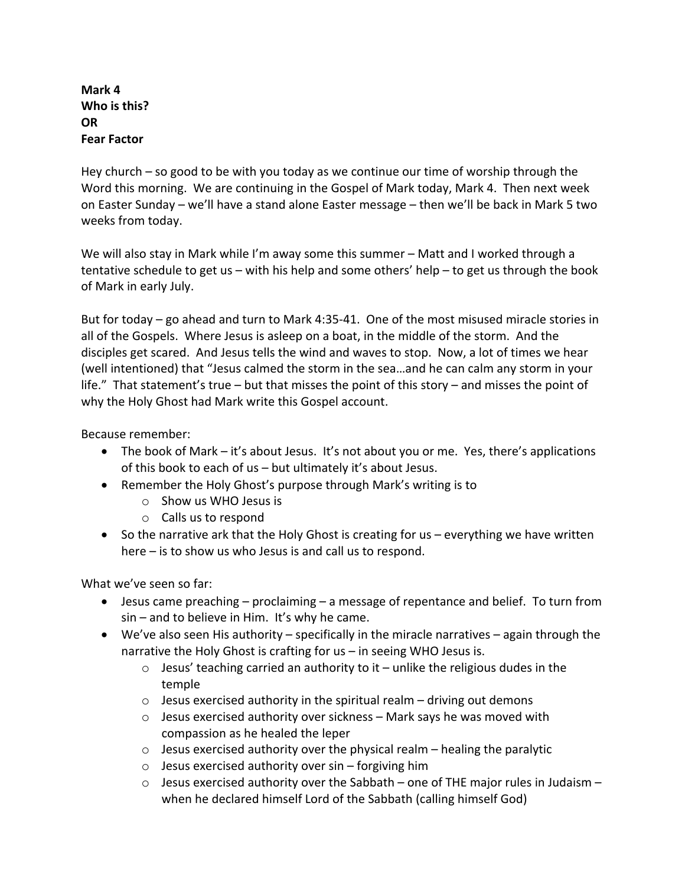**Mark 4**
**Who is this?**
**OR**
**Fear Factor**

Hey church – so good to be with you today as we continue our time of worship through the Word this morning. We are continuing in the Gospel of Mark today, Mark 4. Then next week on Easter Sunday – we'll have a stand alone Easter message – then we'll be back in Mark 5 two weeks from today.

We will also stay in Mark while I'm away some this summer – Matt and I worked through a tentative schedule to get us – with his help and some others' help – to get us through the book of Mark in early July.

But for today – go ahead and turn to Mark 4:35-41. One of the most misused miracle stories in all of the Gospels. Where Jesus is asleep on a boat, in the middle of the storm. And the disciples get scared. And Jesus tells the wind and waves to stop. Now, a lot of times we hear (well intentioned) that "Jesus calmed the storm in the sea…and he can calm any storm in your life." That statement's true – but that misses the point of this story – and misses the point of why the Holy Ghost had Mark write this Gospel account.

Because remember:

- The book of Mark – it's about Jesus. It's not about you or me. Yes, there's applications of this book to each of us – but ultimately it's about Jesus.
- Remember the Holy Ghost's purpose through Mark's writing is to
  - Show us WHO Jesus is
  - Calls us to respond
- So the narrative ark that the Holy Ghost is creating for us – everything we have written here – is to show us who Jesus is and call us to respond.

What we've seen so far:

- Jesus came preaching – proclaiming – a message of repentance and belief. To turn from sin – and to believe in Him. It's why he came.
- We've also seen His authority – specifically in the miracle narratives – again through the narrative the Holy Ghost is crafting for us – in seeing WHO Jesus is.
  - Jesus' teaching carried an authority to it – unlike the religious dudes in the temple
  - Jesus exercised authority in the spiritual realm – driving out demons
  - Jesus exercised authority over sickness – Mark says he was moved with compassion as he healed the leper
  - Jesus exercised authority over the physical realm – healing the paralytic
  - Jesus exercised authority over sin – forgiving him
  - Jesus exercised authority over the Sabbath – one of THE major rules in Judaism – when he declared himself Lord of the Sabbath (calling himself God)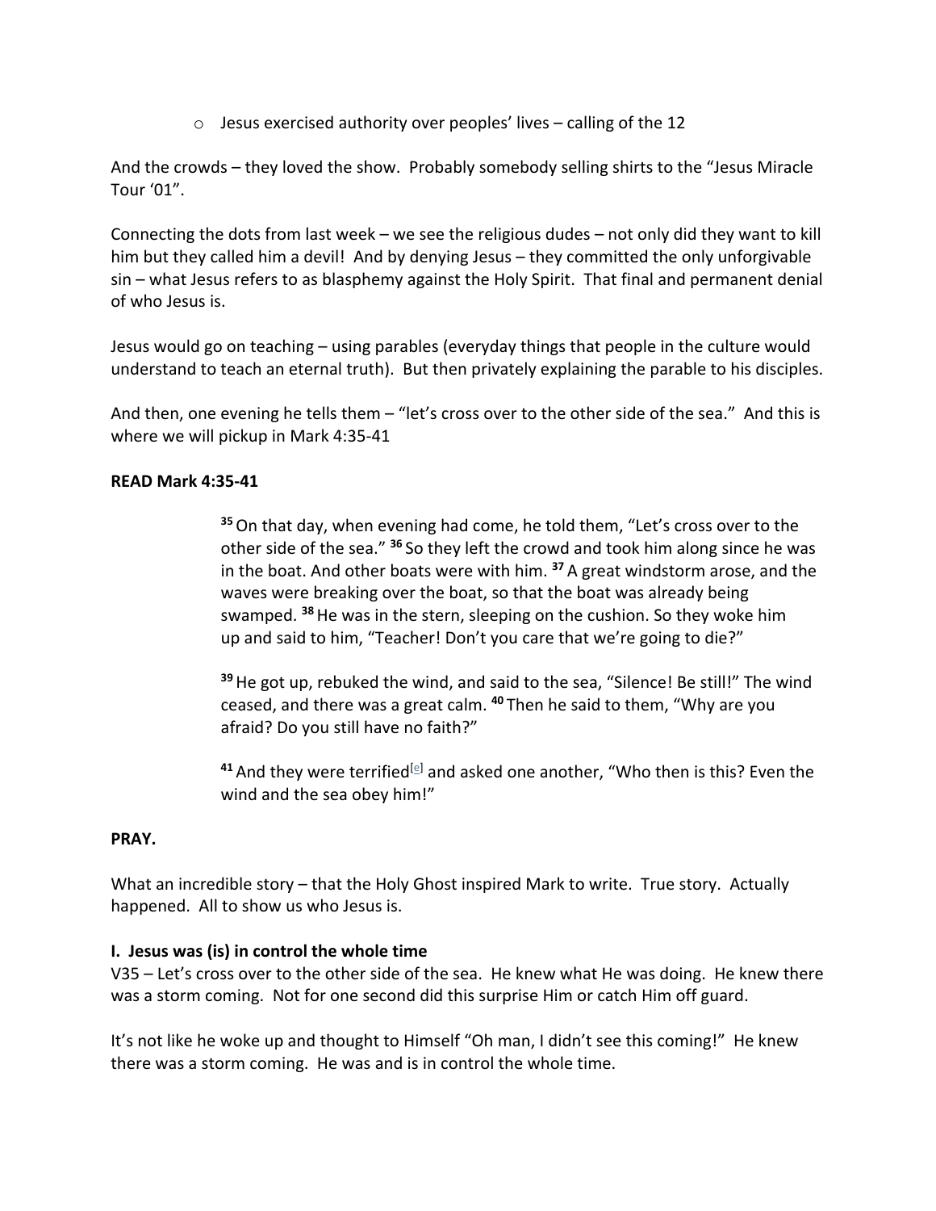- Jesus exercised authority over peoples' lives – calling of the 12

And the crowds – they loved the show. Probably somebody selling shirts to the "Jesus Miracle Tour '01".

Connecting the dots from last week – we see the religious dudes – not only did they want to kill him but they called him a devil! And by denying Jesus – they committed the only unforgivable sin – what Jesus refers to as blasphemy against the Holy Spirit. That final and permanent denial of who Jesus is.

Jesus would go on teaching – using parables (everyday things that people in the culture would understand to teach an eternal truth). But then privately explaining the parable to his disciples.

And then, one evening he tells them – "let's cross over to the other side of the sea." And this is where we will pickup in Mark 4:35-41

**READ Mark 4:35-41**

> **35** On that day, when evening had come, he told them, "Let's cross over to the other side of the sea." **36** So they left the crowd and took him along since he was in the boat. And other boats were with him. **37** A great windstorm arose, and the waves were breaking over the boat, so that the boat was already being swamped. **38** He was in the stern, sleeping on the cushion. So they woke him up and said to him, "Teacher! Don't you care that we're going to die?"
>
> **39** He got up, rebuked the wind, and said to the sea, "Silence! Be still!" The wind ceased, and there was a great calm. **40** Then he said to them, "Why are you afraid? Do you still have no faith?"
>
> **41** And they were terrified[e] and asked one another, "Who then is this? Even the wind and the sea obey him!"

**PRAY.**

What an incredible story – that the Holy Ghost inspired Mark to write. True story. Actually happened. All to show us who Jesus is.

**I. Jesus was (is) in control the whole time**

V35 – Let's cross over to the other side of the sea. He knew what He was doing. He knew there was a storm coming. Not for one second did this surprise Him or catch Him off guard.

It's not like he woke up and thought to Himself "Oh man, I didn't see this coming!" He knew there was a storm coming. He was and is in control the whole time.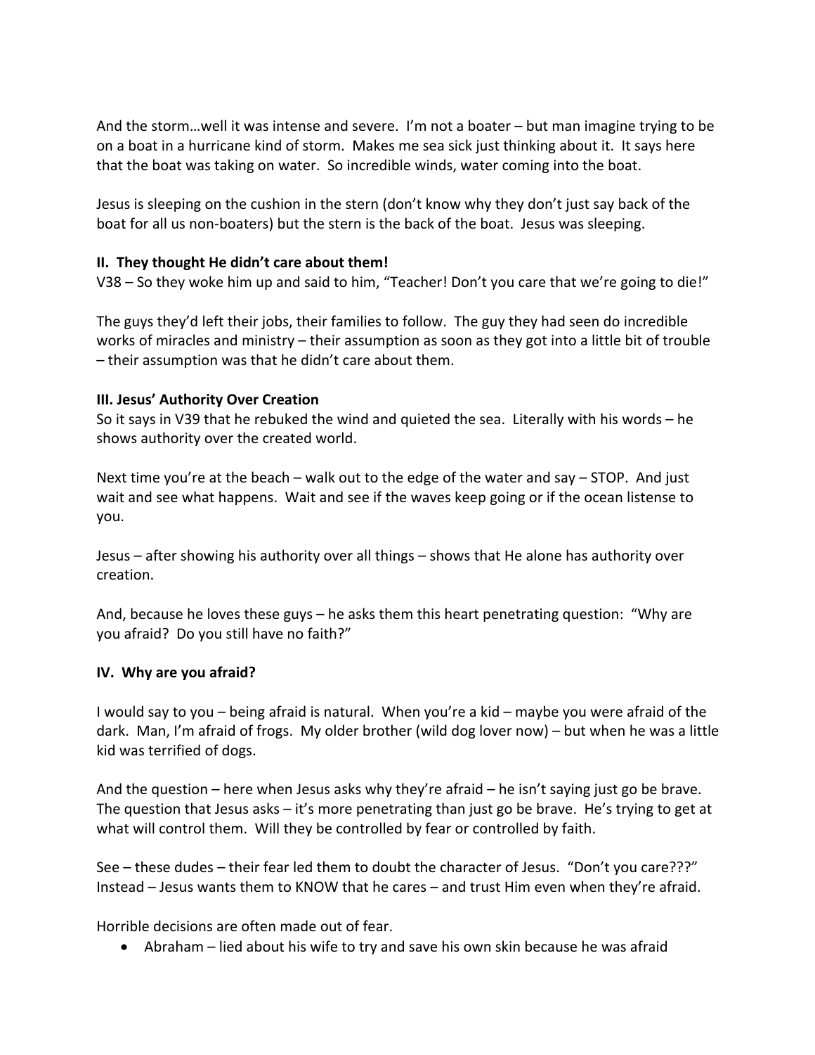And the storm…well it was intense and severe. I'm not a boater – but man imagine trying to be on a boat in a hurricane kind of storm. Makes me sea sick just thinking about it. It says here that the boat was taking on water. So incredible winds, water coming into the boat.

Jesus is sleeping on the cushion in the stern (don't know why they don't just say back of the boat for all us non-boaters) but the stern is the back of the boat. Jesus was sleeping.

**II. They thought He didn't care about them!**

V38 – So they woke him up and said to him, "Teacher! Don't you care that we're going to die!"

The guys they'd left their jobs, their families to follow. The guy they had seen do incredible works of miracles and ministry – their assumption as soon as they got into a little bit of trouble – their assumption was that he didn't care about them.

**III. Jesus' Authority Over Creation**

So it says in V39 that he rebuked the wind and quieted the sea. Literally with his words – he shows authority over the created world.

Next time you're at the beach – walk out to the edge of the water and say – STOP. And just wait and see what happens. Wait and see if the waves keep going or if the ocean listense to you.

Jesus – after showing his authority over all things – shows that He alone has authority over creation.

And, because he loves these guys – he asks them this heart penetrating question: "Why are you afraid? Do you still have no faith?"

**IV. Why are you afraid?**

I would say to you – being afraid is natural. When you're a kid – maybe you were afraid of the dark. Man, I'm afraid of frogs. My older brother (wild dog lover now) – but when he was a little kid was terrified of dogs.

And the question – here when Jesus asks why they're afraid – he isn't saying just go be brave. The question that Jesus asks – it's more penetrating than just go be brave. He's trying to get at what will control them. Will they be controlled by fear or controlled by faith.

See – these dudes – their fear led them to doubt the character of Jesus. "Don't you care???" Instead – Jesus wants them to KNOW that he cares – and trust Him even when they're afraid.

Horrible decisions are often made out of fear.

- Abraham – lied about his wife to try and save his own skin because he was afraid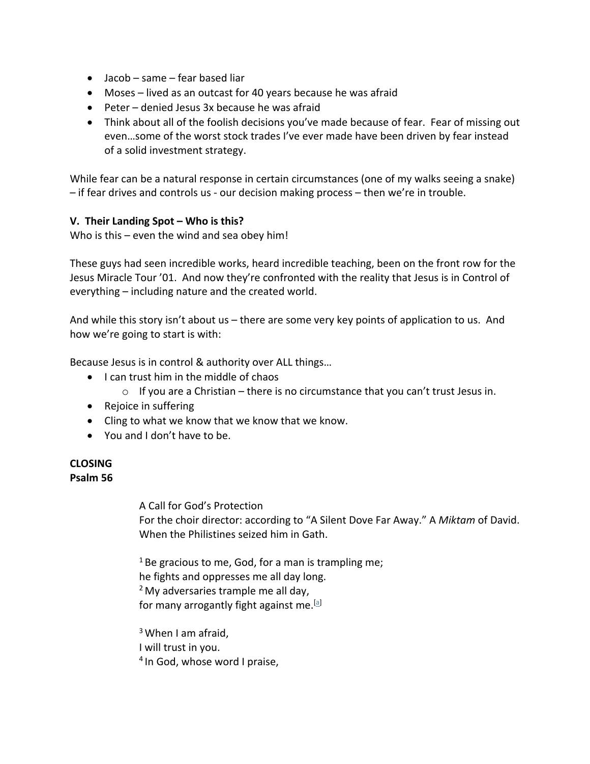- Jacob – same – fear based liar
- Moses – lived as an outcast for 40 years because he was afraid
- Peter – denied Jesus 3x because he was afraid
- Think about all of the foolish decisions you've made because of fear. Fear of missing out even…some of the worst stock trades I've ever made have been driven by fear instead of a solid investment strategy.

While fear can be a natural response in certain circumstances (one of my walks seeing a snake) – if fear drives and controls us - our decision making process – then we're in trouble.

**V. Their Landing Spot – Who is this?**

Who is this – even the wind and sea obey him!

These guys had seen incredible works, heard incredible teaching, been on the front row for the Jesus Miracle Tour '01. And now they're confronted with the reality that Jesus is in Control of everything – including nature and the created world.

And while this story isn't about us – there are some very key points of application to us. And how we're going to start is with:

Because Jesus is in control & authority over ALL things…

- I can trust him in the middle of chaos
  - If you are a Christian – there is no circumstance that you can't trust Jesus in.
- Rejoice in suffering
- Cling to what we know that we know that we know.
- You and I don't have to be.

**CLOSING**
**Psalm 56**

> A Call for God's Protection
> For the choir director: according to "A Silent Dove Far Away." A *Miktam* of David. When the Philistines seized him in Gath.
>
> [1] Be gracious to me, God, for a man is trampling me;
> he fights and oppresses me all day long.
> [2] My adversaries trample me all day,
> for many arrogantly fight against me.[a]
>
> [3] When I am afraid,
> I will trust in you.
> [4] In God, whose word I praise,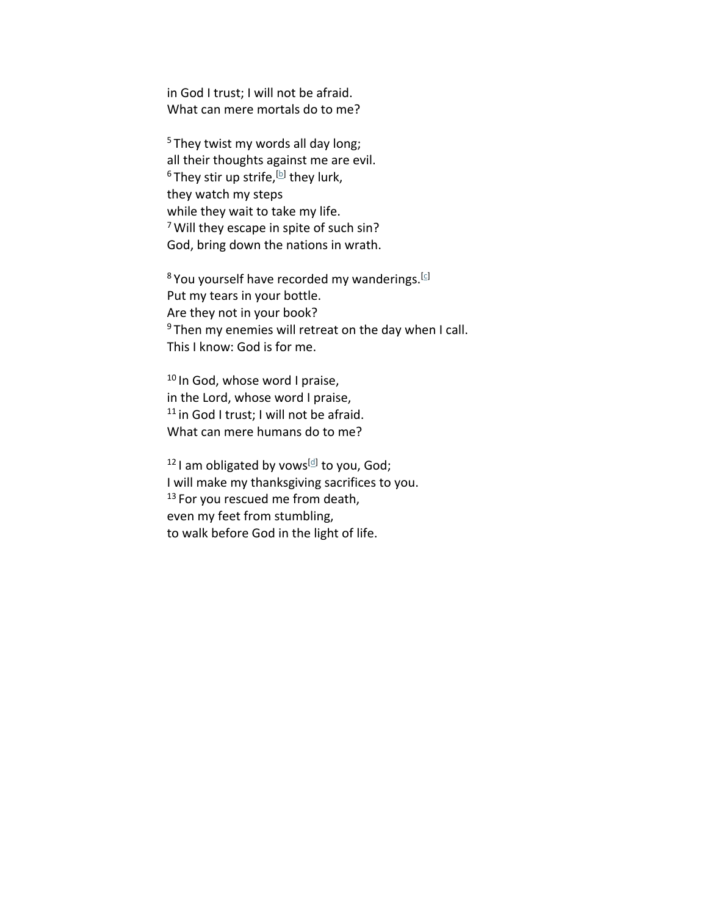in God I trust; I will not be afraid.
What can mere mortals do to me?

[5] They twist my words all day long;
all their thoughts against me are evil.
[6] They stir up strife,[b] they lurk,
they watch my steps
while they wait to take my life.
[7] Will they escape in spite of such sin?
God, bring down the nations in wrath.

[8] You yourself have recorded my wanderings.[c]
Put my tears in your bottle.
Are they not in your book?
[9] Then my enemies will retreat on the day when I call.
This I know: God is for me.

[10] In God, whose word I praise,
in the Lord, whose word I praise,
[11] in God I trust; I will not be afraid.
What can mere humans do to me?

[12] I am obligated by vows[d] to you, God;
I will make my thanksgiving sacrifices to you.
[13] For you rescued me from death,
even my feet from stumbling,
to walk before God in the light of life.